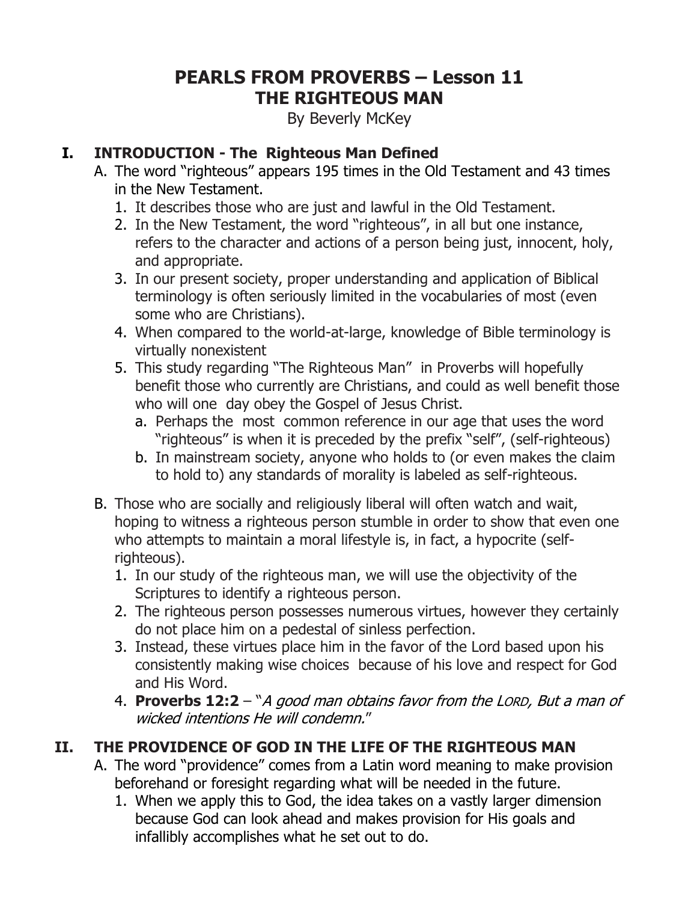# PEARLS FROM PROVERBS – Lesson 11
# THE RIGHTEOUS MAN

By Beverly McKey

## I. INTRODUCTION - The Righteous Man Defined

A. The word "righteous" appears 195 times in the Old Testament and 43 times in the New Testament.
   1. It describes those who are just and lawful in the Old Testament.
   2. In the New Testament, the word "righteous", in all but one instance, refers to the character and actions of a person being just, innocent, holy, and appropriate.
   3. In our present society, proper understanding and application of Biblical terminology is often seriously limited in the vocabularies of most (even some who are Christians).
   4. When compared to the world-at-large, knowledge of Bible terminology is virtually nonexistent
   5. This study regarding "The Righteous Man" in Proverbs will hopefully benefit those who currently are Christians, and could as well benefit those who will one day obey the Gospel of Jesus Christ.
      a. Perhaps the most common reference in our age that uses the word "righteous" is when it is preceded by the prefix "self", (self-righteous)
      b. In mainstream society, anyone who holds to (or even makes the claim to hold to) any standards of morality is labeled as self-righteous.

B. Those who are socially and religiously liberal will often watch and wait, hoping to witness a righteous person stumble in order to show that even one who attempts to maintain a moral lifestyle is, in fact, a hypocrite (self-righteous).
   1. In our study of the righteous man, we will use the objectivity of the Scriptures to identify a righteous person.
   2. The righteous person possesses numerous virtues, however they certainly do not place him on a pedestal of sinless perfection.
   3. Instead, these virtues place him in the favor of the Lord based upon his consistently making wise choices because of his love and respect for God and His Word.
   4. **Proverbs 12:2** – "*A good man obtains favor from the LORD, But a man of wicked intentions He will condemn.*"

## II. THE PROVIDENCE OF GOD IN THE LIFE OF THE RIGHTEOUS MAN

A. The word "providence" comes from a Latin word meaning to make provision beforehand or foresight regarding what will be needed in the future.
   1. When we apply this to God, the idea takes on a vastly larger dimension because God can look ahead and makes provision for His goals and infallibly accomplishes what he set out to do.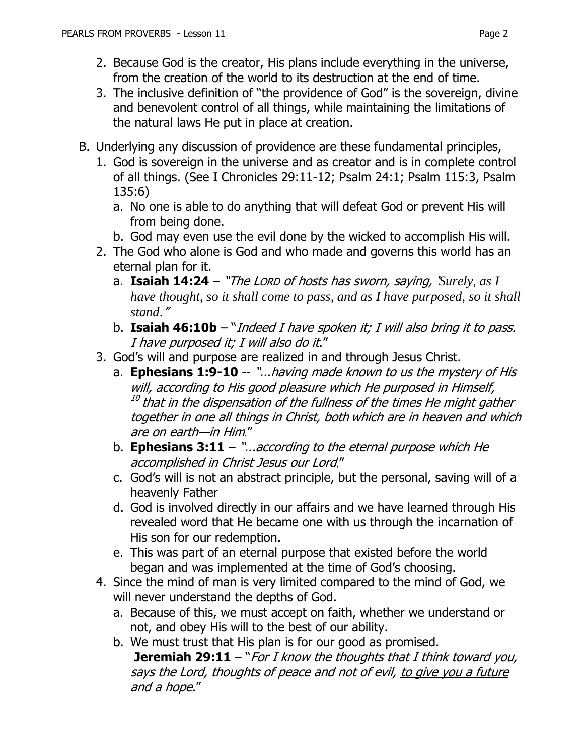2. Because God is the creator, His plans include everything in the universe, from the creation of the world to its destruction at the end of time.
3. The inclusive definition of "the providence of God" is the sovereign, divine and benevolent control of all things, while maintaining the limitations of the natural laws He put in place at creation.

B. Underlying any discussion of providence are these fundamental principles,

1. God is sovereign in the universe and as creator and is in complete control of all things. (See I Chronicles 29:11-12; Psalm 24:1; Psalm 115:3, Psalm 135:6)
   a. No one is able to do anything that will defeat God or prevent His will from being done.
   b. God may even use the evil done by the wicked to accomplish His will.
2. The God who alone is God and who made and governs this world has an eternal plan for it.
   a. **Isaiah 14:24** – *"The LORD of hosts has sworn, saying, "Surely, as I have thought, so it shall come to pass, and as I have purposed, so it shall stand."*
   b. **Isaiah 46:10b** – "*Indeed I have spoken it; I will also bring it to pass. I have purposed it; I will also do it*."
3. God's will and purpose are realized in and through Jesus Christ.
   a. **Ephesians 1:9-10** -- "*...having made known to us the mystery of His will, according to His good pleasure which He purposed in Himself, [10] that in the dispensation of the fullness of the times He might gather together in one all things in Christ, both which are in heaven and which are on earth—in Him*."
   b. **Ephesians 3:11** – "*...according to the eternal purpose which He accomplished in Christ Jesus our Lord*,"
   c. God's will is not an abstract principle, but the personal, saving will of a heavenly Father
   d. God is involved directly in our affairs and we have learned through His revealed word that He became one with us through the incarnation of His son for our redemption.
   e. This was part of an eternal purpose that existed before the world began and was implemented at the time of God's choosing.
4. Since the mind of man is very limited compared to the mind of God, we will never understand the depths of God.
   a. Because of this, we must accept on faith, whether we understand or not, and obey His will to the best of our ability.
   b. We must trust that His plan is for our good as promised.
      **Jeremiah 29:11** – "*For I know the thoughts that I think toward you, says the Lord, thoughts of peace and not of evil, <u>to give you a future and a hope</u>.*"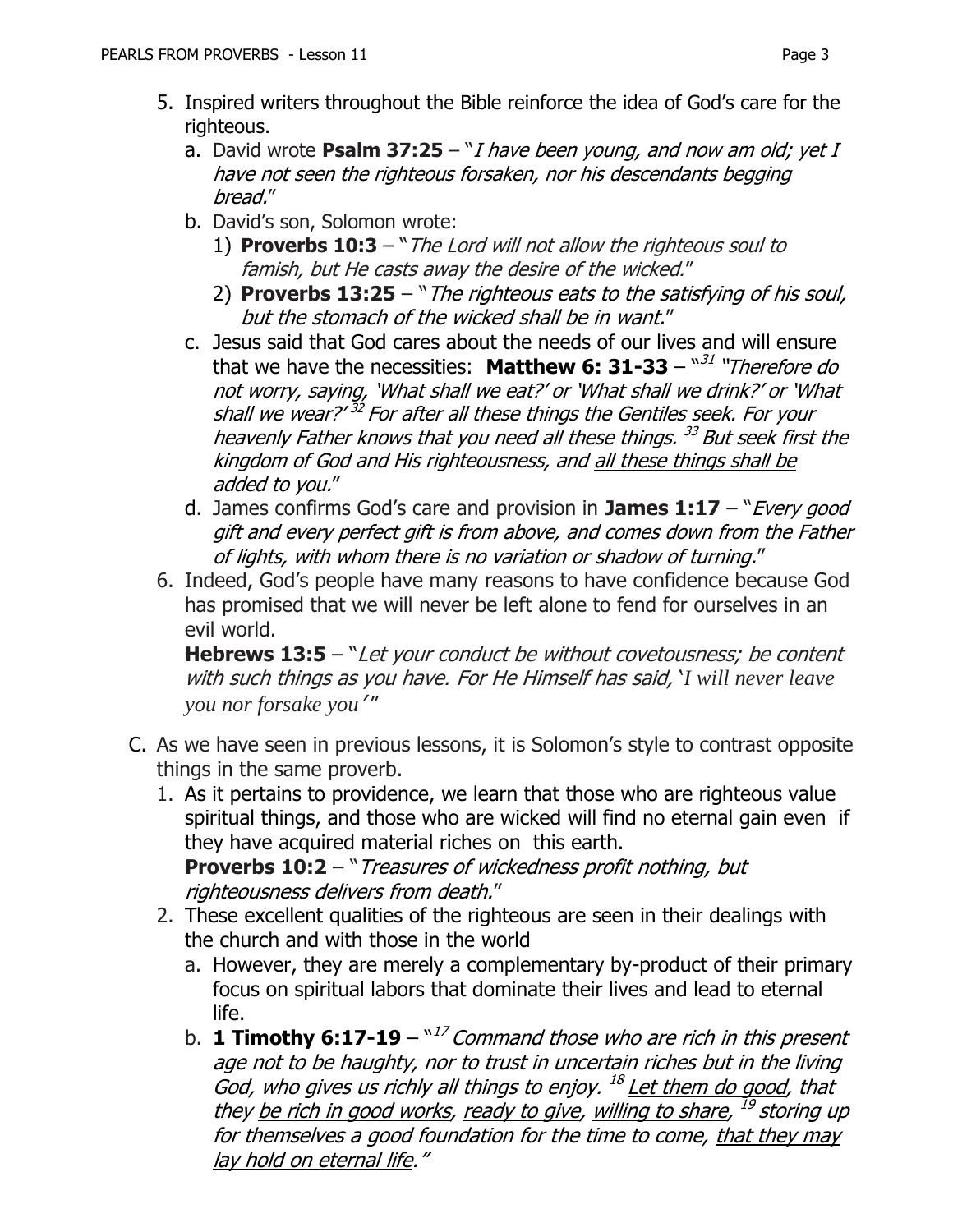5. Inspired writers throughout the Bible reinforce the idea of God's care for the righteous.
   a. David wrote **Psalm 37:25** – "*I have been young, and now am old; yet I have not seen the righteous forsaken, nor his descendants begging bread.*"
   b. David's son, Solomon wrote:
      1) **Proverbs 10:3** – "*The Lord will not allow the righteous soul to famish, but He casts away the desire of the wicked.*"
      2) **Proverbs 13:25** – "*The righteous eats to the satisfying of his soul, but the stomach of the wicked shall be in want.*"
   c. Jesus said that God cares about the needs of our lives and will ensure that we have the necessities: **Matthew 6: 31-33** – "[31] *"Therefore do not worry, saying, 'What shall we eat?' or 'What shall we drink?' or 'What shall we wear?'* [32] *For after all these things the Gentiles seek. For your heavenly Father knows that you need all these things.* [33] *But seek first the kingdom of God and His righteousness, and <u>all these things shall be added to you</u>.*"
   d. James confirms God's care and provision in **James 1:17** – "*Every good gift and every perfect gift is from above, and comes down from the Father of lights, with whom there is no variation or shadow of turning.*"
6. Indeed, God's people have many reasons to have confidence because God has promised that we will never be left alone to fend for ourselves in an evil world.

   **Hebrews 13:5** – "*Let your conduct be without covetousness; be content with such things as you have. For He Himself has said, 'I will never leave you nor forsake you'*"

C. As we have seen in previous lessons, it is Solomon's style to contrast opposite things in the same proverb.
   1. As it pertains to providence, we learn that those who are righteous value spiritual things, and those who are wicked will find no eternal gain even if they have acquired material riches on this earth.

      **Proverbs 10:2** – "*Treasures of wickedness profit nothing, but righteousness delivers from death.*"
   2. These excellent qualities of the righteous are seen in their dealings with the church and with those in the world
      a. However, they are merely a complementary by-product of their primary focus on spiritual labors that dominate their lives and lead to eternal life.
      b. **1 Timothy 6:17-19** – "[17] *Command those who are rich in this present age not to be haughty, nor to trust in uncertain riches but in the living God, who gives us richly all things to enjoy.* [18] *<u>Let them do good</u>, that they <u>be rich in good works</u>, <u>ready to give</u>, <u>willing to share</u>,* [19] *storing up for themselves a good foundation for the time to come, <u>that they may lay hold on eternal life</u>.*"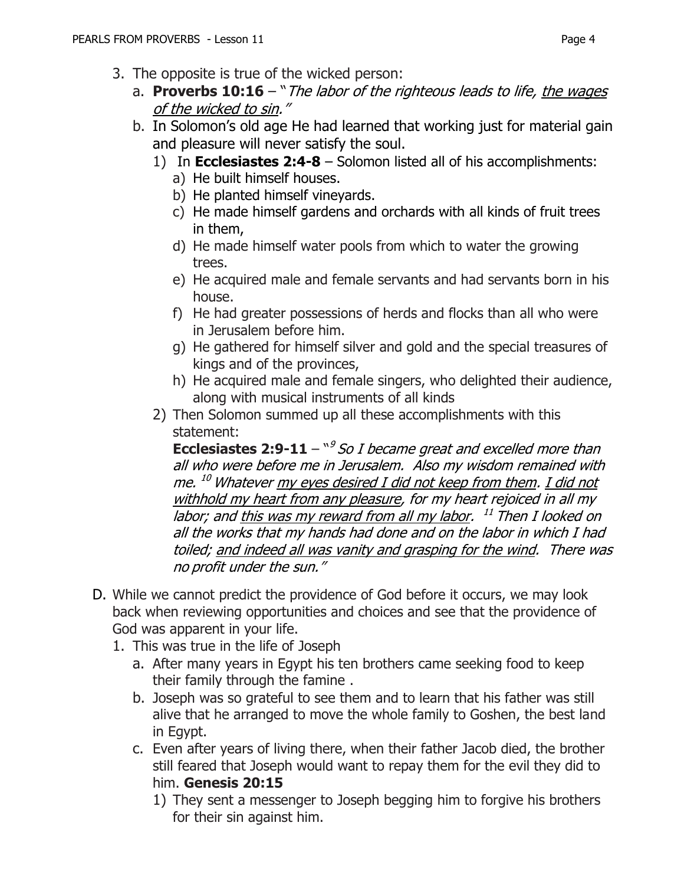3. The opposite is true of the wicked person:
   a. **Proverbs 10:16** – "*The labor of the righteous leads to life, <u>the wages of the wicked to sin</u>.*"
   b. In Solomon's old age He had learned that working just for material gain and pleasure will never satisfy the soul.
      1) In **Ecclesiastes 2:4-8** – Solomon listed all of his accomplishments:
         a) He built himself houses.
         b) He planted himself vineyards.
         c) He made himself gardens and orchards with all kinds of fruit trees in them,
         d) He made himself water pools from which to water the growing trees.
         e) He acquired male and female servants and had servants born in his house.
         f) He had greater possessions of herds and flocks than all who were in Jerusalem before him.
         g) He gathered for himself silver and gold and the special treasures of kings and of the provinces,
         h) He acquired male and female singers, who delighted their audience, along with musical instruments of all kinds
      2) Then Solomon summed up all these accomplishments with this statement:
         **Ecclesiastes 2:9-11** – "[9] *So I became great and excelled more than all who were before me in Jerusalem. Also my wisdom remained with me.* [10] *Whatever <u>my eyes desired I did not keep from them</u>. <u>I did not withhold my heart from any pleasure</u>, for my heart rejoiced in all my labor; and <u>this was my reward from all my labor</u>.* [11] *Then I looked on all the works that my hands had done and on the labor in which I had toiled; <u>and indeed all was vanity and grasping for the wind</u>. There was no profit under the sun.*"

D. While we cannot predict the providence of God before it occurs, we may look back when reviewing opportunities and choices and see that the providence of God was apparent in your life.
   1. This was true in the life of Joseph
      a. After many years in Egypt his ten brothers came seeking food to keep their family through the famine .
      b. Joseph was so grateful to see them and to learn that his father was still alive that he arranged to move the whole family to Goshen, the best land in Egypt.
      c. Even after years of living there, when their father Jacob died, the brother still feared that Joseph would want to repay them for the evil they did to him. **Genesis 20:15**
         1) They sent a messenger to Joseph begging him to forgive his brothers for their sin against him.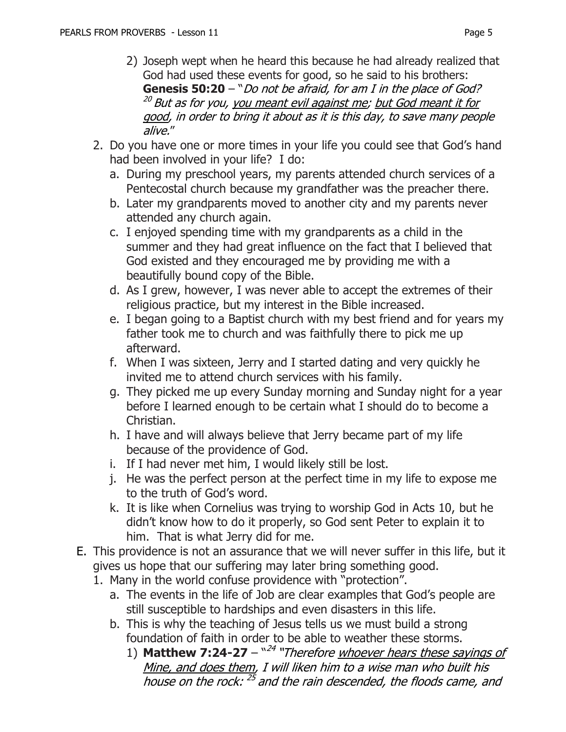2) Joseph wept when he heard this because he had already realized that God had used these events for good, so he said to his brothers: **Genesis 50:20** – "*Do not be afraid, for am I in the place of God? [20] But as for you, <u>you meant evil against me</u>; <u>but God meant it for good</u>, in order to bring it about as it is this day, to save many people alive.*"

2. Do you have one or more times in your life you could see that God's hand had been involved in your life? I do:
   a. During my preschool years, my parents attended church services of a Pentecostal church because my grandfather was the preacher there.
   b. Later my grandparents moved to another city and my parents never attended any church again.
   c. I enjoyed spending time with my grandparents as a child in the summer and they had great influence on the fact that I believed that God existed and they encouraged me by providing me with a beautifully bound copy of the Bible.
   d. As I grew, however, I was never able to accept the extremes of their religious practice, but my interest in the Bible increased.
   e. I began going to a Baptist church with my best friend and for years my father took me to church and was faithfully there to pick me up afterward.
   f. When I was sixteen, Jerry and I started dating and very quickly he invited me to attend church services with his family.
   g. They picked me up every Sunday morning and Sunday night for a year before I learned enough to be certain what I should do to become a Christian.
   h. I have and will always believe that Jerry became part of my life because of the providence of God.
   i. If I had never met him, I would likely still be lost.
   j. He was the perfect person at the perfect time in my life to expose me to the truth of God's word.
   k. It is like when Cornelius was trying to worship God in Acts 10, but he didn't know how to do it properly, so God sent Peter to explain it to him. That is what Jerry did for me.

E. This providence is not an assurance that we will never suffer in this life, but it gives us hope that our suffering may later bring something good.
   1. Many in the world confuse providence with "protection".
      a. The events in the life of Job are clear examples that God's people are still susceptible to hardships and even disasters in this life.
      b. This is why the teaching of Jesus tells us we must build a strong foundation of faith in order to be able to weather these storms.
         1) **Matthew 7:24-27** – "[24] *"Therefore <u>whoever hears these sayings of Mine, and does them</u>, I will liken him to a wise man who built his house on the rock: [25] and the rain descended, the floods came, and*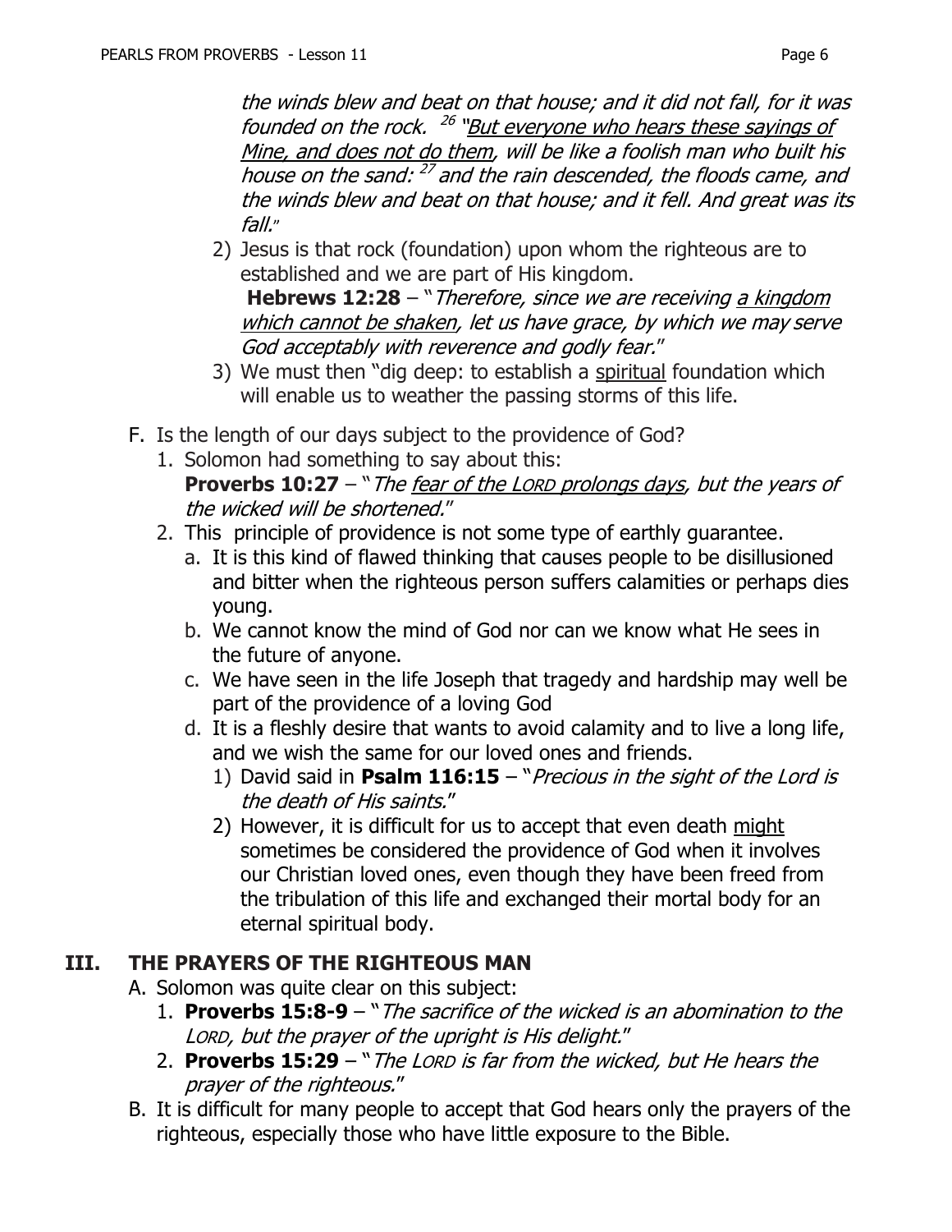*the winds blew and beat on that house; and it did not fall, for it was founded on the rock.* [26] *"But everyone who hears these sayings of Mine, and does not do them, will be like a foolish man who built his house on the sand:* [27] *and the rain descended, the floods came, and the winds blew and beat on that house; and it fell. And great was its fall."*

2) Jesus is that rock (foundation) upon whom the righteous are to established and we are part of His kingdom.
 **Hebrews 12:28** – "*Therefore, since we are receiving a kingdom which cannot be shaken, let us have grace, by which we may serve God acceptably with reverence and godly fear.*"
3) We must then "dig deep: to establish a spiritual foundation which will enable us to weather the passing storms of this life.

F. Is the length of our days subject to the providence of God?
   1. Solomon had something to say about this:
      **Proverbs 10:27** – "*The fear of the LORD prolongs days, but the years of the wicked will be shortened.*"
   2. This principle of providence is not some type of earthly guarantee.
      a. It is this kind of flawed thinking that causes people to be disillusioned and bitter when the righteous person suffers calamities or perhaps dies young.
      b. We cannot know the mind of God nor can we know what He sees in the future of anyone.
      c. We have seen in the life Joseph that tragedy and hardship may well be part of the providence of a loving God
      d. It is a fleshly desire that wants to avoid calamity and to live a long life, and we wish the same for our loved ones and friends.
         1) David said in **Psalm 116:15** – "*Precious in the sight of the Lord is the death of His saints.*"
         2) However, it is difficult for us to accept that even death might sometimes be considered the providence of God when it involves our Christian loved ones, even though they have been freed from the tribulation of this life and exchanged their mortal body for an eternal spiritual body.

## III. THE PRAYERS OF THE RIGHTEOUS MAN

A. Solomon was quite clear on this subject:
   1. **Proverbs 15:8-9** – "*The sacrifice of the wicked is an abomination to the LORD, but the prayer of the upright is His delight.*"
   2. **Proverbs 15:29** – "*The LORD is far from the wicked, but He hears the prayer of the righteous.*"

B. It is difficult for many people to accept that God hears only the prayers of the righteous, especially those who have little exposure to the Bible.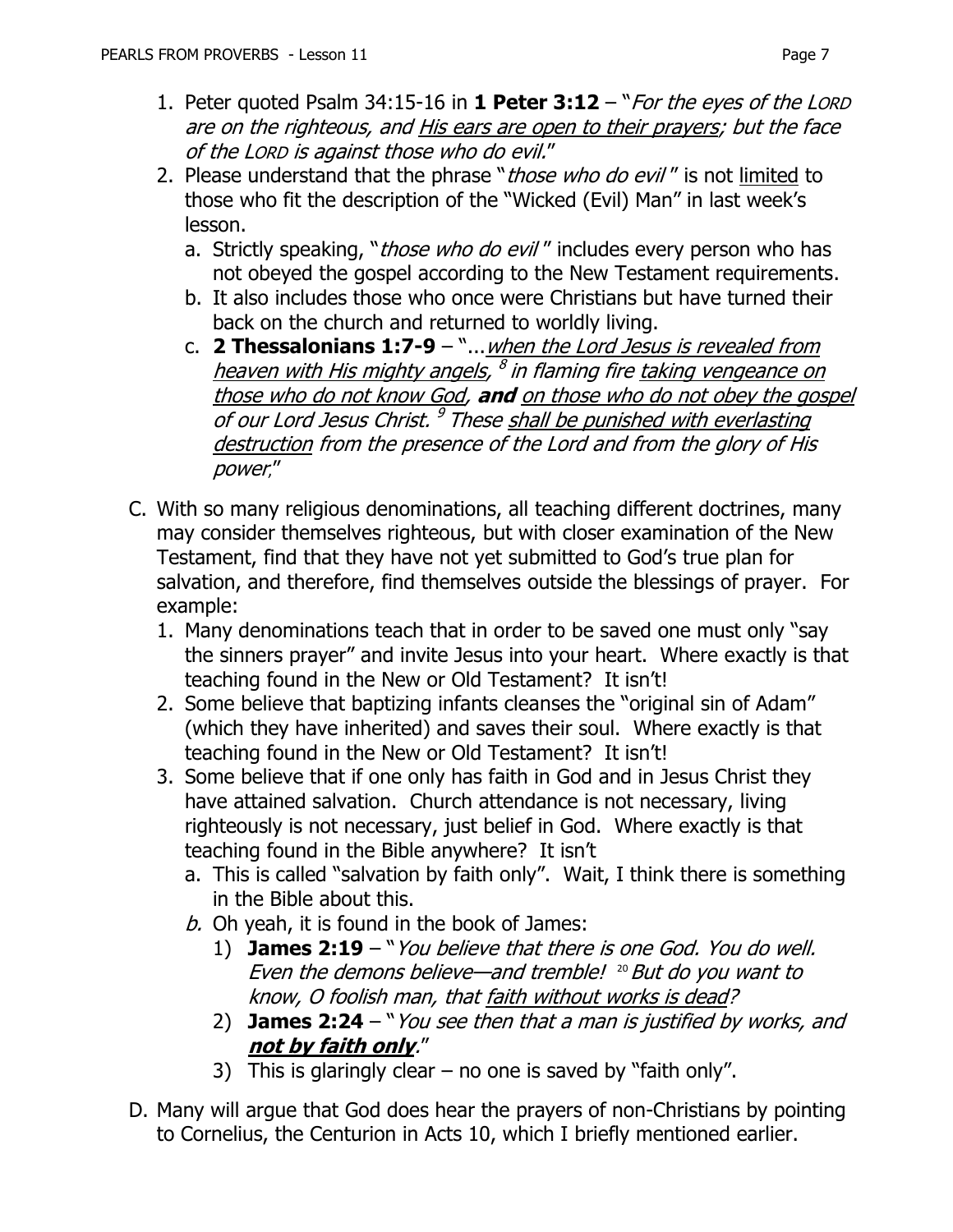1. Peter quoted Psalm 34:15-16 in **1 Peter 3:12** – "*For the eyes of the LORD are on the righteous, and <u>His ears are open to their prayers</u>; but the face of the LORD is against those who do evil.*"
2. Please understand that the phrase "*those who do evil*" is not <u>limited</u> to those who fit the description of the "Wicked (Evil) Man" in last week's lesson.
   a. Strictly speaking, "*those who do evil*" includes every person who has not obeyed the gospel according to the New Testament requirements.
   b. It also includes those who once were Christians but have turned their back on the church and returned to worldly living.
   c. **2 Thessalonians 1:7-9** – "...*<u>when the Lord Jesus is revealed from heaven with His mighty angels</u>, [8] in flaming fire <u>taking vengeance on those who do not know God</u>, **and** <u>on those who do not obey the gospel</u> of our Lord Jesus Christ. [9] These <u>shall be punished with everlasting destruction</u> from the presence of the Lord and from the glory of His power*,"

C. With so many religious denominations, all teaching different doctrines, many may consider themselves righteous, but with closer examination of the New Testament, find that they have not yet submitted to God's true plan for salvation, and therefore, find themselves outside the blessings of prayer. For example:
   1. Many denominations teach that in order to be saved one must only "say the sinners prayer" and invite Jesus into your heart. Where exactly is that teaching found in the New or Old Testament? It isn't!
   2. Some believe that baptizing infants cleanses the "original sin of Adam" (which they have inherited) and saves their soul. Where exactly is that teaching found in the New or Old Testament? It isn't!
   3. Some believe that if one only has faith in God and in Jesus Christ they have attained salvation. Church attendance is not necessary, living righteously is not necessary, just belief in God. Where exactly is that teaching found in the Bible anywhere? It isn't
      a. This is called "salvation by faith only". Wait, I think there is something in the Bible about this.
      *b.* Oh yeah, it is found in the book of James:
         1) **James 2:19** – "*You believe that there is one God. You do well. Even the demons believe—and tremble! [20] But do you want to know, O foolish man, that <u>faith without works is dead</u>?*"
         2) **James 2:24** – "*You see then that a man is justified by works, and **<u>not by faith only</u>**.*"
         3) This is glaringly clear – no one is saved by "faith only".

D. Many will argue that God does hear the prayers of non-Christians by pointing to Cornelius, the Centurion in Acts 10, which I briefly mentioned earlier.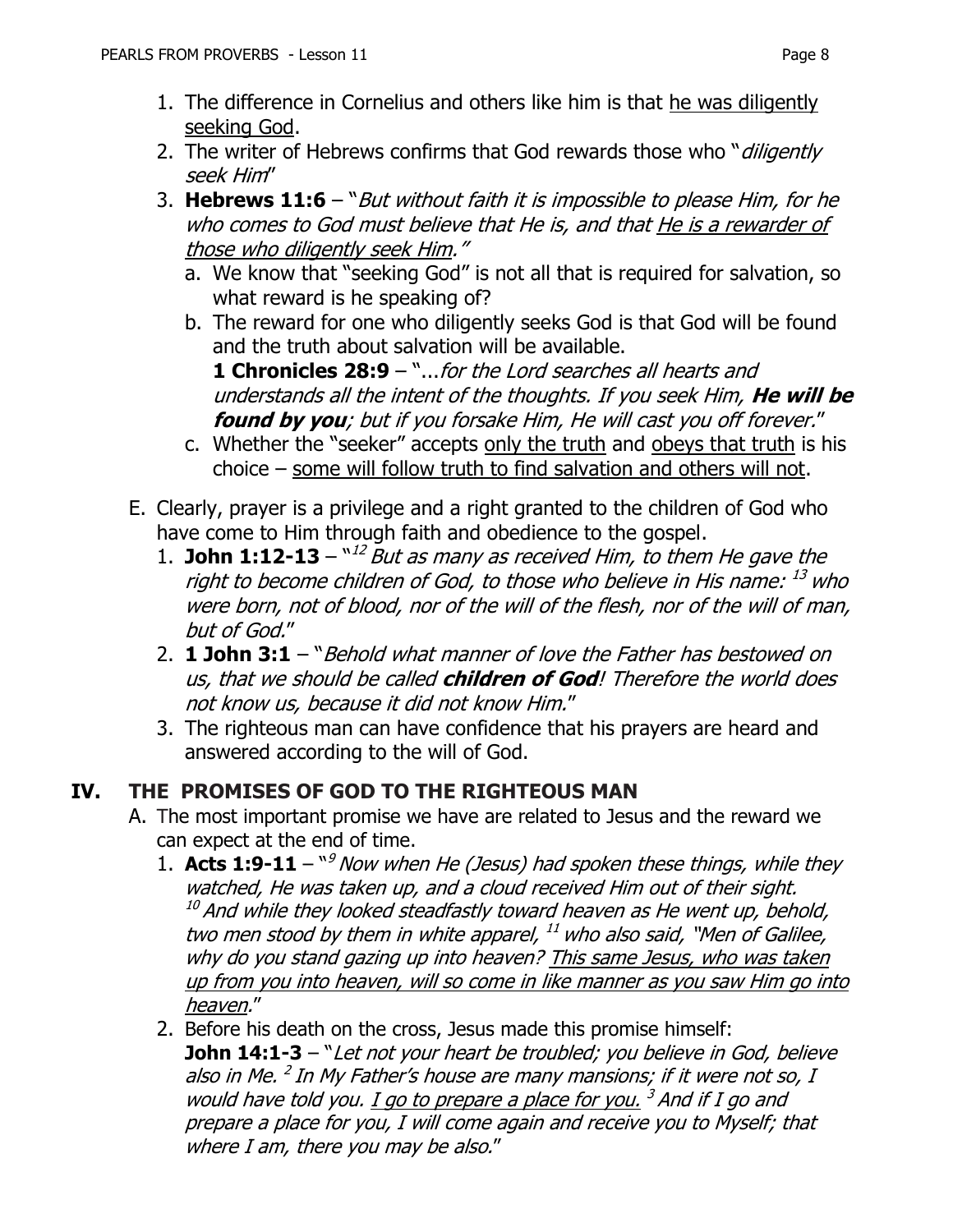1. The difference in Cornelius and others like him is that <u>he was diligently seeking God</u>.
2. The writer of Hebrews confirms that God rewards those who "*diligently seek Him*"
3. **Hebrews 11:6** – "*But without faith it is impossible to please Him, for he who comes to God must believe that He is, and that <u>He is a rewarder of those who diligently seek Him</u>.*"
   a. We know that "seeking God" is not all that is required for salvation, so what reward is he speaking of?
   b. The reward for one who diligently seeks God is that God will be found and the truth about salvation will be available.
   **1 Chronicles 28:9** – "...*for the Lord searches all hearts and understands all the intent of the thoughts. If you seek Him, **He will be found by you**; but if you forsake Him, He will cast you off forever.*"
   c. Whether the "seeker" accepts <u>only the truth</u> and <u>obeys that truth</u> is his choice – <u>some will follow truth to find salvation and others will not</u>.

E. Clearly, prayer is a privilege and a right granted to the children of God who have come to Him through faith and obedience to the gospel.
   1. **John 1:12-13** – "[12] *But as many as received Him, to them He gave the right to become children of God, to those who believe in His name:* [13] *who were born, not of blood, nor of the will of the flesh, nor of the will of man, but of God.*"
   2. **1 John 3:1** – "*Behold what manner of love the Father has bestowed on us, that we should be called **children of God**! Therefore the world does not know us, because it did not know Him.*"
   3. The righteous man can have confidence that his prayers are heard and answered according to the will of God.

## IV. THE PROMISES OF GOD TO THE RIGHTEOUS MAN

A. The most important promise we have are related to Jesus and the reward we can expect at the end of time.
   1. **Acts 1:9-11** – "[9] *Now when He (Jesus) had spoken these things, while they watched, He was taken up, and a cloud received Him out of their sight.* [10] *And while they looked steadfastly toward heaven as He went up, behold, two men stood by them in white apparel,* [11] *who also said, "Men of Galilee, why do you stand gazing up into heaven? <u>This same Jesus, who was taken up from you into heaven, will so come in like manner as you saw Him go into heaven</u>.*"
   2. Before his death on the cross, Jesus made this promise himself:
   **John 14:1-3** – "*Let not your heart be troubled; you believe in God, believe also in Me.* [2] *In My Father's house are many mansions; if it were not so, I would have told you. <u>I go to prepare a place for you.</u>* [3] *And if I go and prepare a place for you, I will come again and receive you to Myself; that where I am, there you may be also.*"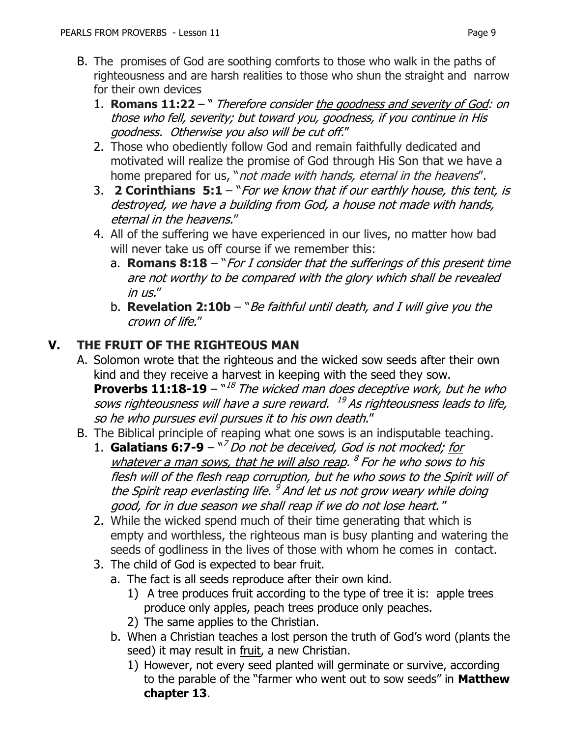B. The promises of God are soothing comforts to those who walk in the paths of righteousness and are harsh realities to those who shun the straight and narrow for their own devices

1. **Romans 11:22** – "*Therefore consider* <u>*the goodness and severity of God*</u>*: on those who fell, severity; but toward you, goodness, if you continue in His goodness. Otherwise you also will be cut off.*"
2. Those who obediently follow God and remain faithfully dedicated and motivated will realize the promise of God through His Son that we have a home prepared for us, "*not made with hands, eternal in the heavens*".
3. **2 Corinthians 5:1** – "*For we know that if our earthly house, this tent, is destroyed, we have a building from God, a house not made with hands, eternal in the heavens.*"
4. All of the suffering we have experienced in our lives, no matter how bad will never take us off course if we remember this:
   a. **Romans 8:18** – "*For I consider that the sufferings of this present time are not worthy to be compared with the glory which shall be revealed in us.*"
   b. **Revelation 2:10b** – "*Be faithful until death, and I will give you the crown of life.*"

## V. THE FRUIT OF THE RIGHTEOUS MAN

A. Solomon wrote that the righteous and the wicked sow seeds after their own kind and they receive a harvest in keeping with the seed they sow.
**Proverbs 11:18-19** – "[18] *The wicked man does deceptive work, but he who sows righteousness will have a sure reward.* [19] *As righteousness leads to life, so he who pursues evil pursues it to his own death.*"

B. The Biblical principle of reaping what one sows is an indisputable teaching.

1. **Galatians 6:7-9** – "[7] *Do not be deceived, God is not mocked;* <u>*for whatever a man sows, that he will also reap*</u>*.* [8] *For he who sows to his flesh will of the flesh reap corruption, but he who sows to the Spirit will of the Spirit reap everlasting life.* [9] *And let us not grow weary while doing good, for in due season we shall reap if we do not lose heart.*"
2. While the wicked spend much of their time generating that which is empty and worthless, the righteous man is busy planting and watering the seeds of godliness in the lives of those with whom he comes in contact.
3. The child of God is expected to bear fruit.
   a. The fact is all seeds reproduce after their own kind.
      1) A tree produces fruit according to the type of tree it is: apple trees produce only apples, peach trees produce only peaches.
      2) The same applies to the Christian.
   b. When a Christian teaches a lost person the truth of God's word (plants the seed) it may result in <u>fruit</u>, a new Christian.
      1) However, not every seed planted will germinate or survive, according to the parable of the "farmer who went out to sow seeds" in **Matthew chapter 13**.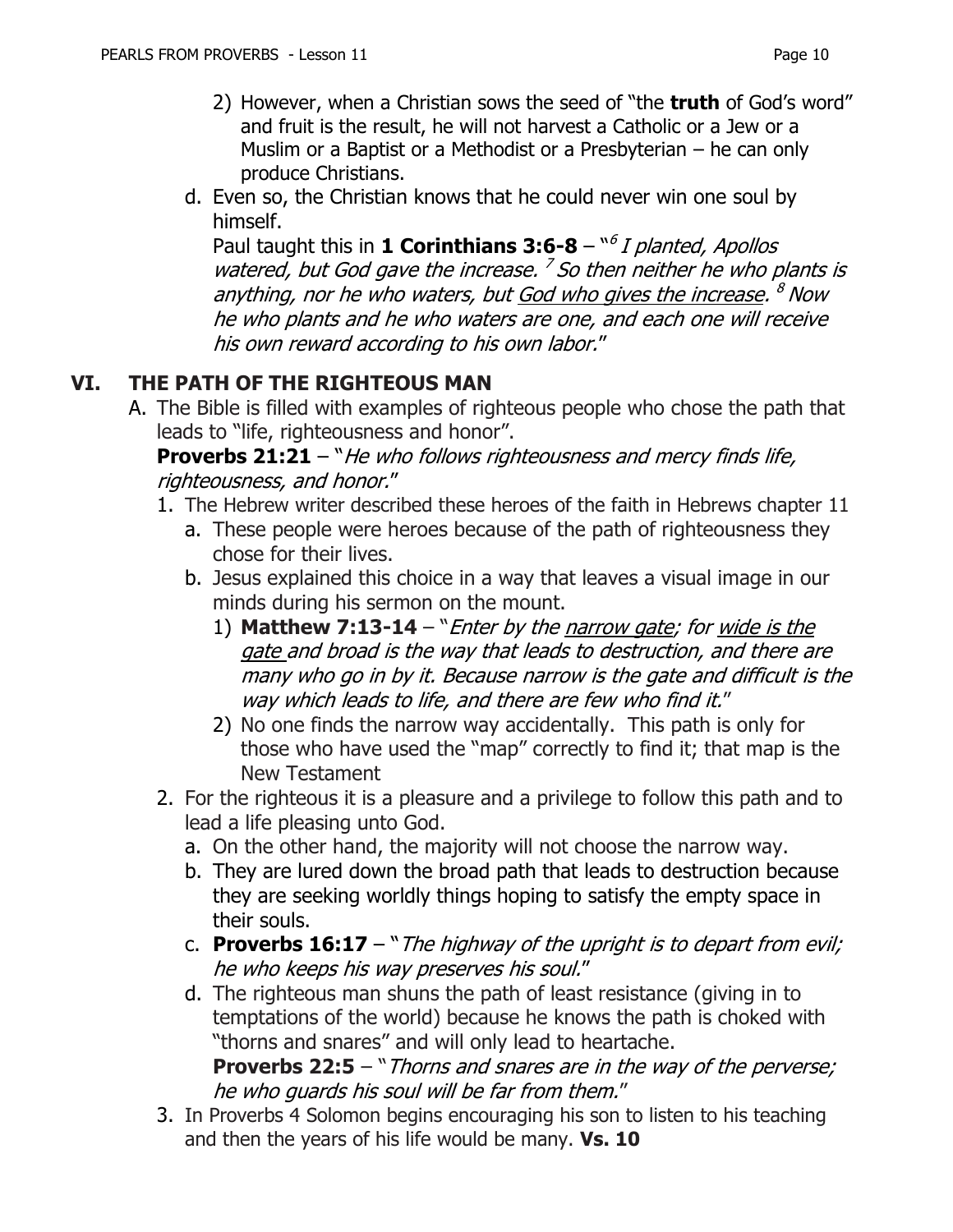2) However, when a Christian sows the seed of "the **truth** of God's word" and fruit is the result, he will not harvest a Catholic or a Jew or a Muslim or a Baptist or a Methodist or a Presbyterian – he can only produce Christians.

d. Even so, the Christian knows that he could never win one soul by himself.
Paul taught this in **1 Corinthians 3:6-8** – "[6] *I planted, Apollos watered, but God gave the increase.* [7] *So then neither he who plants is anything, nor he who waters, but* <u>*God who gives the increase*</u>*.* [8] *Now he who plants and he who waters are one, and each one will receive his own reward according to his own labor.*"

## VI. THE PATH OF THE RIGHTEOUS MAN

A. The Bible is filled with examples of righteous people who chose the path that leads to "life, righteousness and honor".
**Proverbs 21:21** – "*He who follows righteousness and mercy finds life, righteousness, and honor.*"

1. The Hebrew writer described these heroes of the faith in Hebrews chapter 11
   a. These people were heroes because of the path of righteousness they chose for their lives.
   b. Jesus explained this choice in a way that leaves a visual image in our minds during his sermon on the mount.
      1) **Matthew 7:13-14** – "*Enter by the* <u>*narrow gate*</u>*; for* <u>*wide is the gate*</u> *and broad is the way that leads to destruction, and there are many who go in by it. Because narrow is the gate and difficult is the way which leads to life, and there are few who find it.*"
      2) No one finds the narrow way accidentally. This path is only for those who have used the "map" correctly to find it; that map is the New Testament
2. For the righteous it is a pleasure and a privilege to follow this path and to lead a life pleasing unto God.
   a. On the other hand, the majority will not choose the narrow way.
   b. They are lured down the broad path that leads to destruction because they are seeking worldly things hoping to satisfy the empty space in their souls.
   c. **Proverbs 16:17** – "*The highway of the upright is to depart from evil; he who keeps his way preserves his soul.*"
   d. The righteous man shuns the path of least resistance (giving in to temptations of the world) because he knows the path is choked with "thorns and snares" and will only lead to heartache.
   **Proverbs 22:5** – "*Thorns and snares are in the way of the perverse; he who guards his soul will be far from them.*"
3. In Proverbs 4 Solomon begins encouraging his son to listen to his teaching and then the years of his life would be many. **Vs. 10**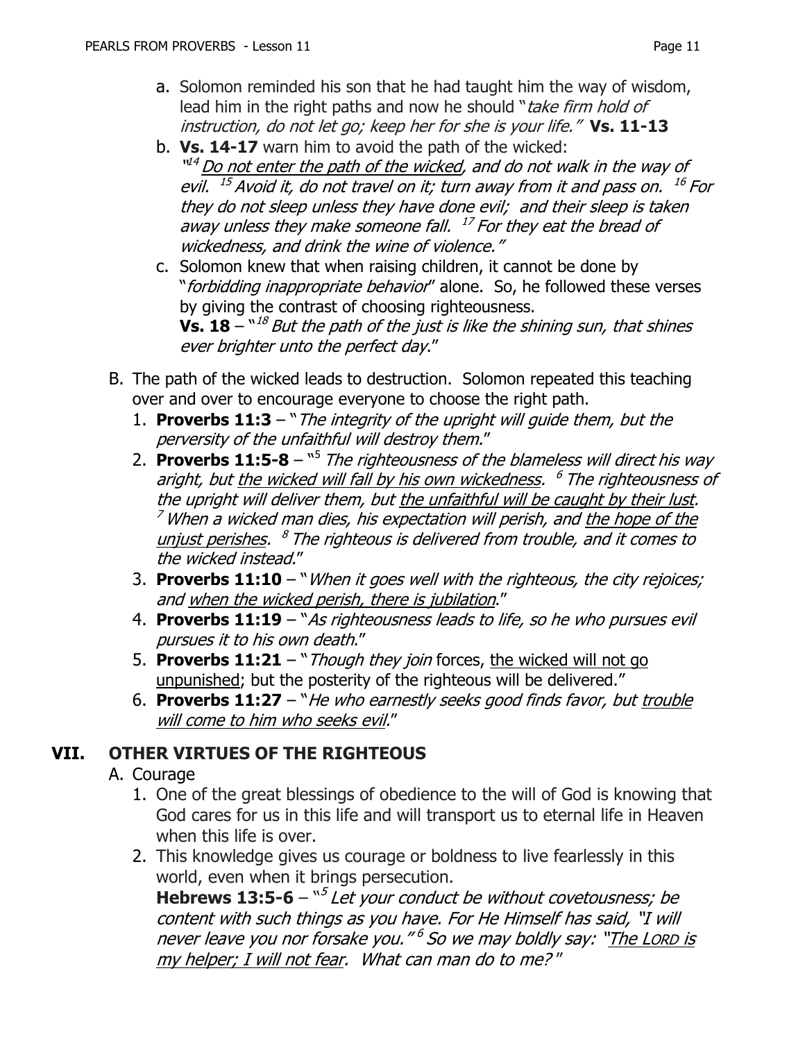a. Solomon reminded his son that he had taught him the way of wisdom, lead him in the right paths and now he should "*take firm hold of instruction, do not let go; keep her for she is your life.*" **Vs. 11-13**

b. **Vs. 14-17** warn him to avoid the path of the wicked:
"*[14] <u>Do not enter the path of the wicked</u>, and do not walk in the way of evil. [15] Avoid it, do not travel on it; turn away from it and pass on. [16] For they do not sleep unless they have done evil; and their sleep is taken away unless they make someone fall. [17] For they eat the bread of wickedness, and drink the wine of violence.*"

c. Solomon knew that when raising children, it cannot be done by "*forbidding inappropriate behavior*" alone. So, he followed these verses by giving the contrast of choosing righteousness.
**Vs. 18** – "*[18] But the path of the just is like the shining sun, that shines ever brighter unto the perfect day.*"

B. The path of the wicked leads to destruction. Solomon repeated this teaching over and over to encourage everyone to choose the right path.

1. **Proverbs 11:3** – "*The integrity of the upright will guide them, but the perversity of the unfaithful will destroy them.*"
2. **Proverbs 11:5-8** – "[5] *The righteousness of the blameless will direct his way aright, but <u>the wicked will fall by his own wickedness</u>. [6] The righteousness of the upright will deliver them, but <u>the unfaithful will be caught by their lust</u>. [7] When a wicked man dies, his expectation will perish, and <u>the hope of the unjust perishes</u>. [8] The righteous is delivered from trouble, and it comes to the wicked instead.*"
3. **Proverbs 11:10** – "*When it goes well with the righteous, the city rejoices; and <u>when the wicked perish, there is jubilation</u>.*"
4. **Proverbs 11:19** – "*As righteousness leads to life, so he who pursues evil pursues it to his own death.*"
5. **Proverbs 11:21** – "*Though they join* forces, <u>the wicked will not go unpunished</u>; but the posterity of the righteous will be delivered."
6. **Proverbs 11:27** – "*He who earnestly seeks good finds favor, but <u>trouble will come to him who seeks evil</u>.*"

## VII. OTHER VIRTUES OF THE RIGHTEOUS

A. Courage

1. One of the great blessings of obedience to the will of God is knowing that God cares for us in this life and will transport us to eternal life in Heaven when this life is over.
2. This knowledge gives us courage or boldness to live fearlessly in this world, even when it brings persecution.
**Hebrews 13:5-6** – "*[5] Let your conduct be without covetousness; be content with such things as you have. For He Himself has said, "I will never leave you nor forsake you." [6] So we may boldly say: "<u>The LORD is my helper; I will not fear</u>. What can man do to me?"*"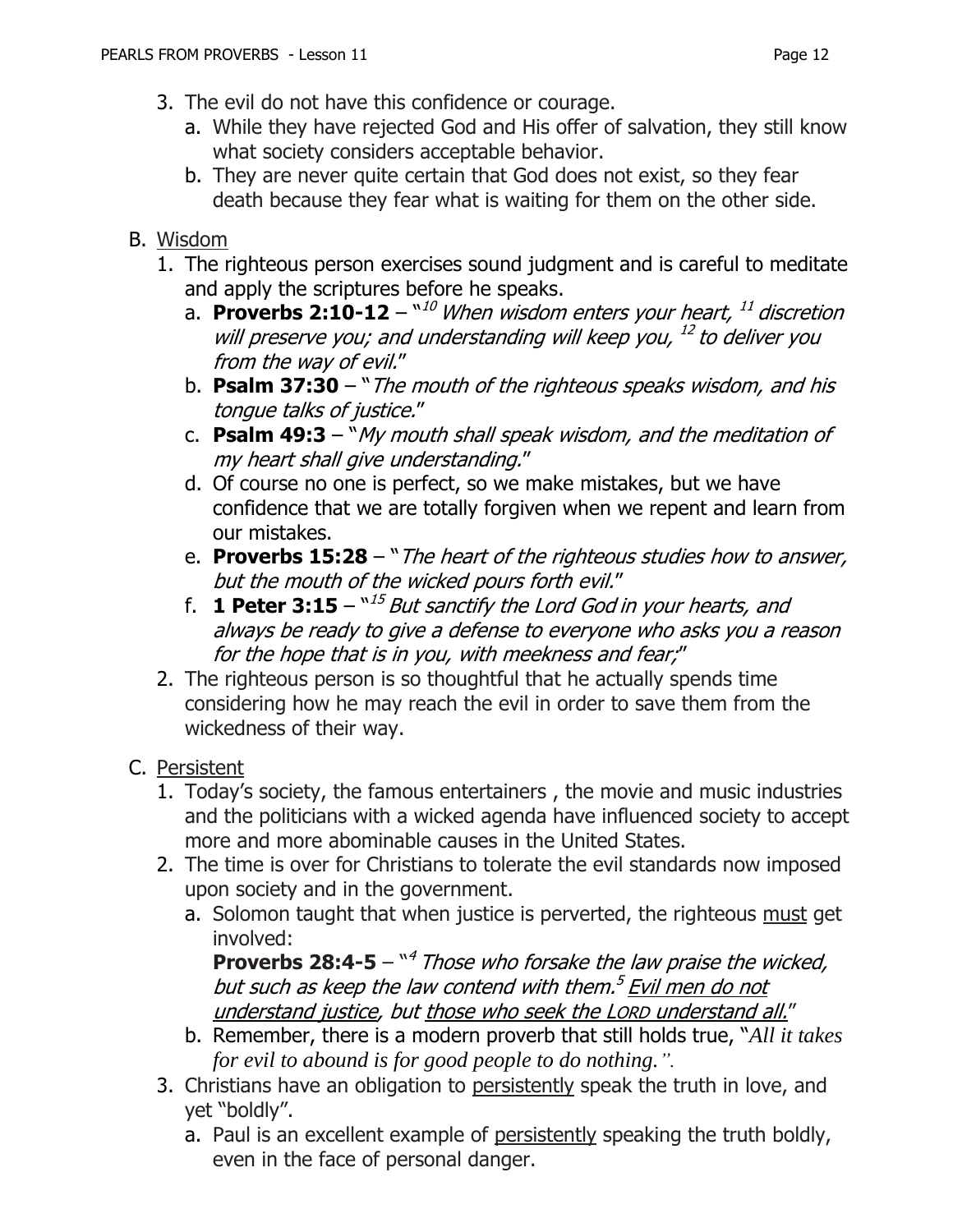3. The evil do not have this confidence or courage.
   a. While they have rejected God and His offer of salvation, they still know what society considers acceptable behavior.
   b. They are never quite certain that God does not exist, so they fear death because they fear what is waiting for them on the other side.

B. <u>Wisdom</u>
   1. The righteous person exercises sound judgment and is careful to meditate and apply the scriptures before he speaks.
      a. **Proverbs 2:10-12** – "[10] *When wisdom enters your heart,* [11] *discretion will preserve you; and understanding will keep you,* [12] *to deliver you from the way of evil.*"
      b. **Psalm 37:30** – "*The mouth of the righteous speaks wisdom, and his tongue talks of justice.*"
      c. **Psalm 49:3** – "*My mouth shall speak wisdom, and the meditation of my heart shall give understanding.*"
      d. Of course no one is perfect, so we make mistakes, but we have confidence that we are totally forgiven when we repent and learn from our mistakes.
      e. **Proverbs 15:28** – "*The heart of the righteous studies how to answer, but the mouth of the wicked pours forth evil.*"
      f. **1 Peter 3:15** – "[15] *But sanctify the Lord God in your hearts, and always be ready to give a defense to everyone who asks you a reason for the hope that is in you, with meekness and fear;*"
   2. The righteous person is so thoughtful that he actually spends time considering how he may reach the evil in order to save them from the wickedness of their way.

C. <u>Persistent</u>
   1. Today's society, the famous entertainers , the movie and music industries and the politicians with a wicked agenda have influenced society to accept more and more abominable causes in the United States.
   2. The time is over for Christians to tolerate the evil standards now imposed upon society and in the government.
      a. Solomon taught that when justice is perverted, the righteous <u>must</u> get involved:
         **Proverbs 28:4-5** – "[4] *Those who forsake the law praise the wicked, but such as keep the law contend with them.*[5] *<u>Evil men do not understand justice</u>, but <u>those who seek the LORD understand all.</u>*"
      b. Remember, there is a modern proverb that still holds true, "*All it takes for evil to abound is for good people to do nothing.*".
   3. Christians have an obligation to <u>persistently</u> speak the truth in love, and yet "boldly".
      a. Paul is an excellent example of <u>persistently</u> speaking the truth boldly, even in the face of personal danger.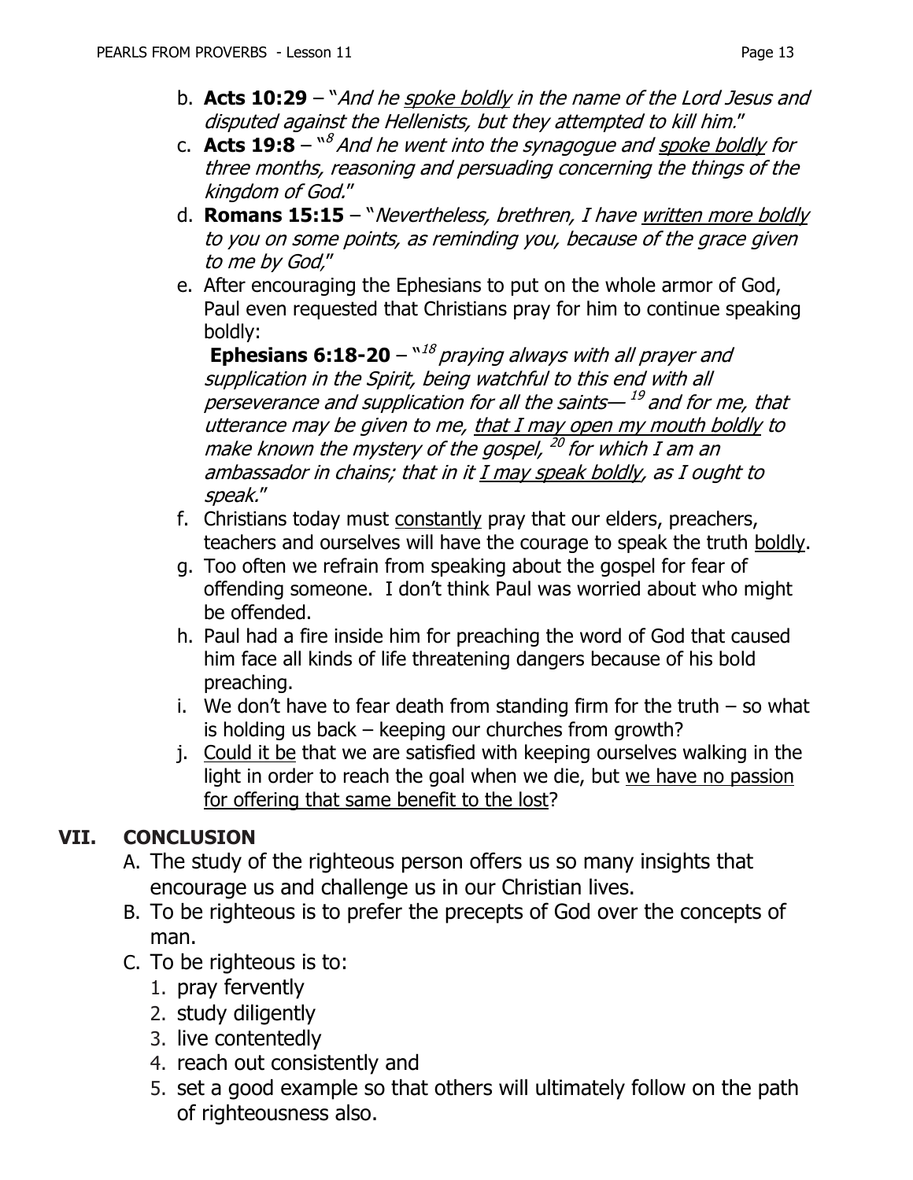b. **Acts 10:29** – "*And he <u>spoke boldly</u> in the name of the Lord Jesus and disputed against the Hellenists, but they attempted to kill him.*"

c. **Acts 19:8** – "[8] *And he went into the synagogue and <u>spoke boldly</u> for three months, reasoning and persuading concerning the things of the kingdom of God.*"

d. **Romans 15:15** – "*Nevertheless, brethren, I have <u>written more boldly</u> to you on some points, as reminding you, because of the grace given to me by God,*"

e. After encouraging the Ephesians to put on the whole armor of God, Paul even requested that Christians pray for him to continue speaking boldly:

   **Ephesians 6:18-20** – "[18] *praying always with all prayer and supplication in the Spirit, being watchful to this end with all perseverance and supplication for all the saints—* [19] *and for me, that utterance may be given to me, <u>that I may open my mouth boldly</u> to make known the mystery of the gospel,* [20] *for which I am an ambassador in chains; that in it <u>I may speak boldly</u>, as I ought to speak.*"

f. Christians today must <u>constantly</u> pray that our elders, preachers, teachers and ourselves will have the courage to speak the truth <u>boldly</u>.

g. Too often we refrain from speaking about the gospel for fear of offending someone. I don't think Paul was worried about who might be offended.

h. Paul had a fire inside him for preaching the word of God that caused him face all kinds of life threatening dangers because of his bold preaching.

i. We don't have to fear death from standing firm for the truth – so what is holding us back – keeping our churches from growth?

j. <u>Could it be</u> that we are satisfied with keeping ourselves walking in the light in order to reach the goal when we die, but <u>we have no passion for offering that same benefit to the lost</u>?

## VII. CONCLUSION

A. The study of the righteous person offers us so many insights that encourage us and challenge us in our Christian lives.

B. To be righteous is to prefer the precepts of God over the concepts of man.

C. To be righteous is to:

   1. pray fervently
   2. study diligently
   3. live contentedly
   4. reach out consistently and
   5. set a good example so that others will ultimately follow on the path of righteousness also.